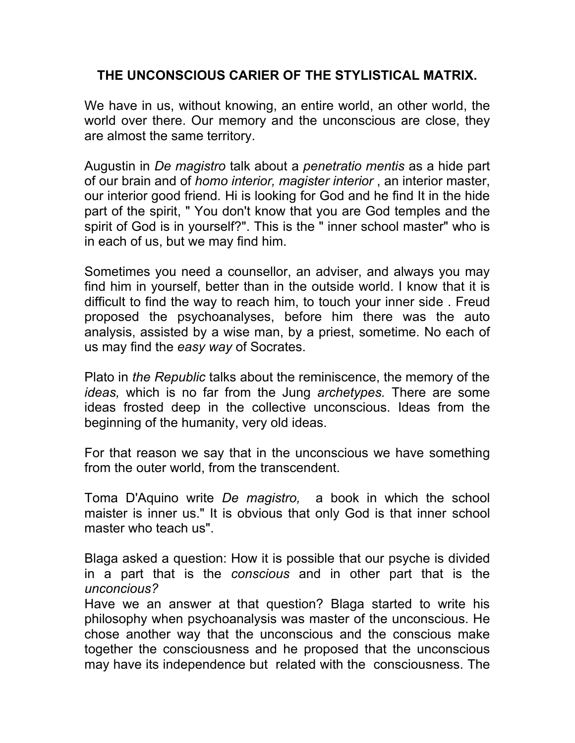# THE UNCONSCIOUS CARIER OF THE STYLISTICAL MATRIX.

We have in us, without knowing, an entire world, an other world, the world over there. Our memory and the unconscious are close, they are almost the same territory.

Augustin in *De magistro* talk about a *penetratio mentis* as a hide part of our brain and of *homo interior, magister interior* , an interior master, our interior good friend. Hi is looking for God and he find It in the hide part of the spirit, " You don't know that you are God temples and the spirit of God is in yourself?". This is the " inner school master" who is in each of us, but we may find him.

Sometimes you need a counsellor, an adviser, and always you may find him in yourself, better than in the outside world. I know that it is difficult to find the way to reach him, to touch your inner side . Freud proposed the psychoanalyses, before him there was the auto analysis, assisted by a wise man, by a priest, sometime. No each of us may find the *easy way* of Socrates.

Plato in *the Republic* talks about the reminiscence, the memory of the *ideas,* which is no far from the Jung *archetypes.* There are some ideas frosted deep in the collective unconscious. Ideas from the beginning of the humanity, very old ideas.

For that reason we say that in the unconscious we have something from the outer world, from the transcendent.

Toma D'Aquino write *De magistro,* a book in which the school maister is inner us." It is obvious that only God is that inner school master who teach us".

Blaga asked a question: How it is possible that our psyche is divided in a part that is the *conscious* and in other part that is the *unconcious?*

Have we an answer at that question? Blaga started to write his philosophy when psychoanalysis was master of the unconscious. He chose another way that the unconscious and the conscious make together the consciousness and he proposed that the unconscious may have its independence but related with the consciousness. The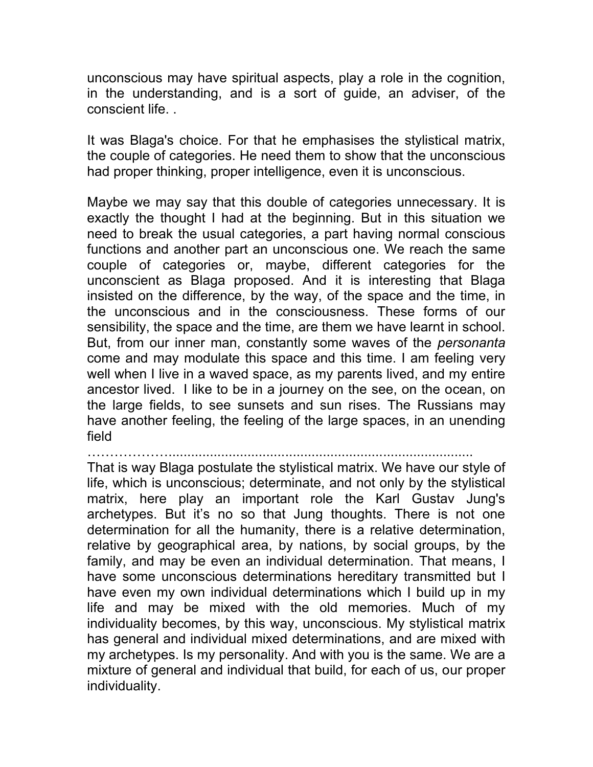unconscious may have spiritual aspects, play a role in the cognition, in the understanding, and is a sort of guide, an adviser, of the conscient life. .

It was Blaga's choice. For that he emphasises the stylistical matrix, the couple of categories. He need them to show that the unconscious had proper thinking, proper intelligence, even it is unconscious.

Maybe we may say that this double of categories unnecessary. It is exactly the thought I had at the beginning. But in this situation we need to break the usual categories, a part having normal conscious functions and another part an unconscious one. We reach the same couple of categories or, maybe, different categories for the unconscient as Blaga proposed. And it is interesting that Blaga insisted on the difference, by the way, of the space and the time, in the unconscious and in the consciousness. These forms of our sensibility, the space and the time, are them we have learnt in school. But, from our inner man, constantly some waves of the *personanta* come and may modulate this space and this time. I am feeling very well when I live in a waved space, as my parents lived, and my entire ancestor lived. I like to be in a journey on the see, on the ocean, on the large fields, to see sunsets and sun rises. The Russians may have another feeling, the feeling of the large spaces, in an unending field

………………..................................................................................

That is way Blaga postulate the stylistical matrix. We have our style of life, which is unconscious; determinate, and not only by the stylistical matrix, here play an important role the Karl Gustav Jung's archetypes. But it's no so that Jung thoughts. There is not one determination for all the humanity, there is a relative determination, relative by geographical area, by nations, by social groups, by the family, and may be even an individual determination. That means, I have some unconscious determinations hereditary transmitted but I have even my own individual determinations which I build up in my life and may be mixed with the old memories. Much of my individuality becomes, by this way, unconscious. My stylistical matrix has general and individual mixed determinations, and are mixed with my archetypes. Is my personality. And with you is the same. We are a mixture of general and individual that build, for each of us, our proper individuality.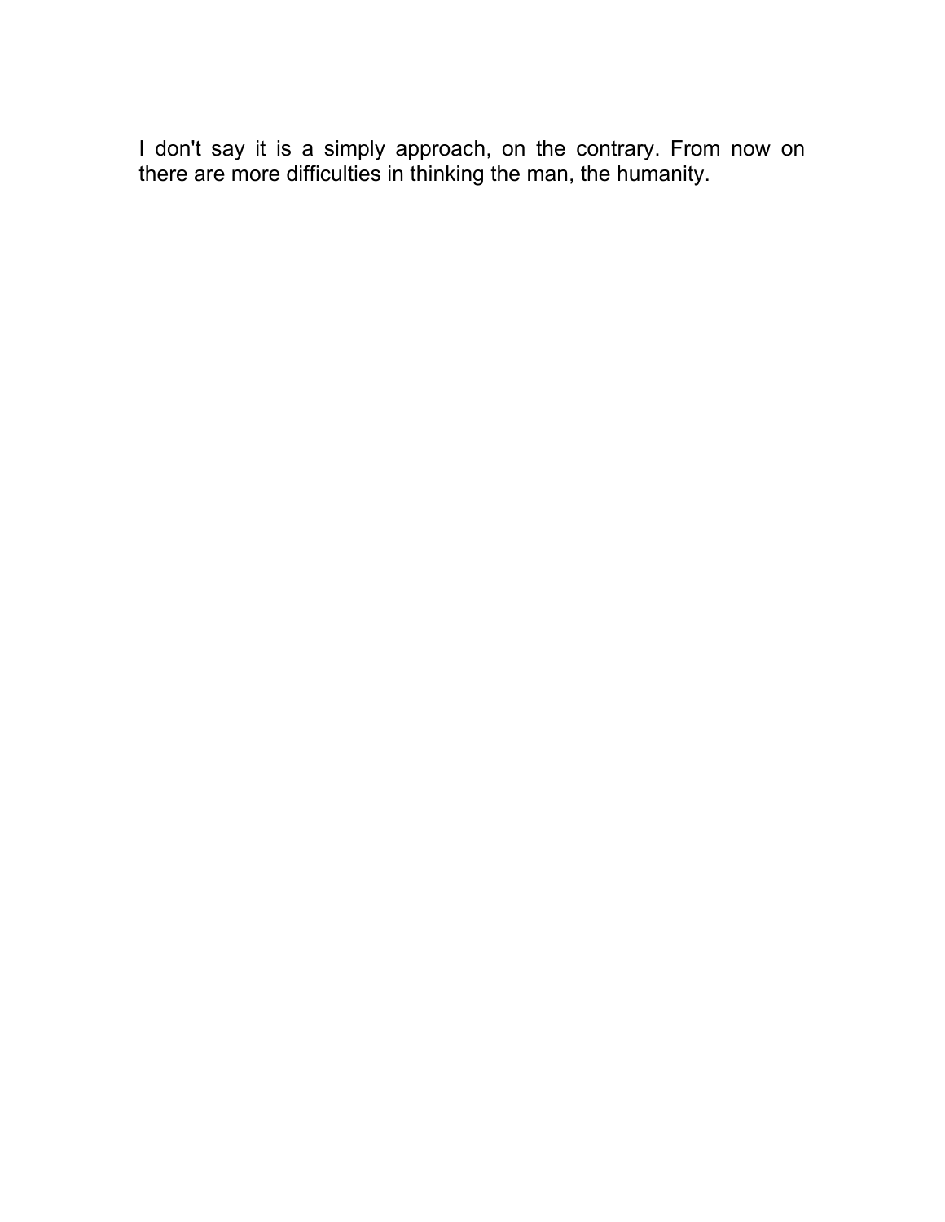I don't say it is a simply approach, on the contrary. From now on there are more difficulties in thinking the man, the humanity.